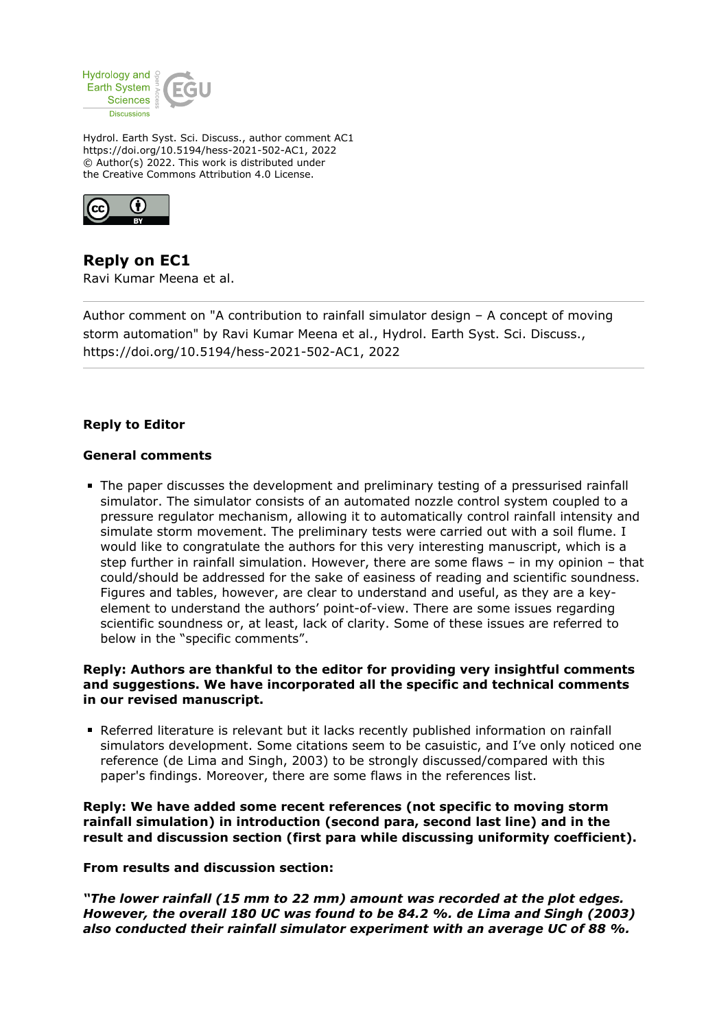Hydrol. Earth Syst. Sci. Discuss., author comment AC1
https://doi.org/10.5194/hess-2021-502-AC1, 2022
© Author(s) 2022. This work is distributed under
the Creative Commons Attribution 4.0 License.

## Reply on EC1

Ravi Kumar Meena et al.

---

Author comment on "A contribution to rainfall simulator design – A concept of moving storm automation" by Ravi Kumar Meena et al., Hydrol. Earth Syst. Sci. Discuss., https://doi.org/10.5194/hess-2021-502-AC1, 2022

---

**Reply to Editor**

**General comments**

- The paper discusses the development and preliminary testing of a pressurised rainfall simulator. The simulator consists of an automated nozzle control system coupled to a pressure regulator mechanism, allowing it to automatically control rainfall intensity and simulate storm movement. The preliminary tests were carried out with a soil flume. I would like to congratulate the authors for this very interesting manuscript, which is a step further in rainfall simulation. However, there are some flaws – in my opinion – that could/should be addressed for the sake of easiness of reading and scientific soundness. Figures and tables, however, are clear to understand and useful, as they are a key-element to understand the authors' point-of-view. There are some issues regarding scientific soundness or, at least, lack of clarity. Some of these issues are referred to below in the "specific comments".

**Reply: Authors are thankful to the editor for providing very insightful comments and suggestions. We have incorporated all the specific and technical comments in our revised manuscript.**

- Referred literature is relevant but it lacks recently published information on rainfall simulators development. Some citations seem to be casuistic, and I've only noticed one reference (de Lima and Singh, 2003) to be strongly discussed/compared with this paper's findings. Moreover, there are some flaws in the references list.

**Reply: We have added some recent references (not specific to moving storm rainfall simulation) in introduction (second para, second last line) and in the result and discussion section (first para while discussing uniformity coefficient).**

**From results and discussion section:**

***"The lower rainfall (15 mm to 22 mm) amount was recorded at the plot edges. However, the overall 180 UC was found to be 84.2 %. de Lima and Singh (2003) also conducted their rainfall simulator experiment with an average UC of 88 %.***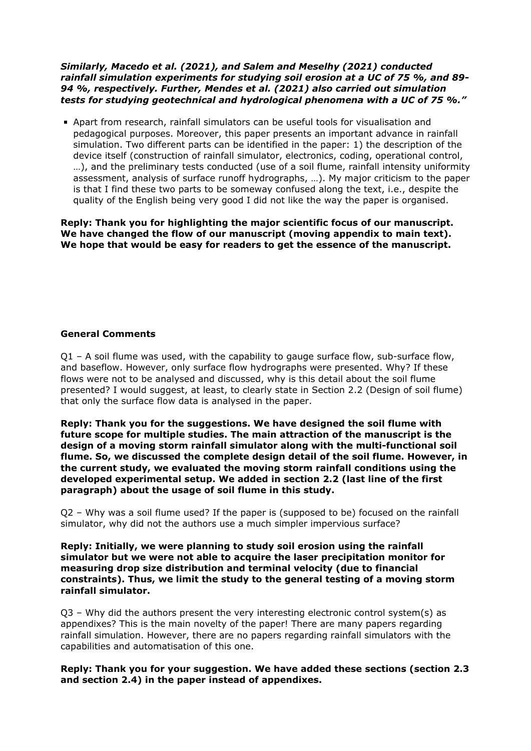***Similarly, Macedo et al. (2021), and Salem and Meselhy (2021) conducted rainfall simulation experiments for studying soil erosion at a UC of 75 %, and 89-94 %, respectively. Further, Mendes et al. (2021) also carried out simulation tests for studying geotechnical and hydrological phenomena with a UC of 75 %."***

- Apart from research, rainfall simulators can be useful tools for visualisation and pedagogical purposes. Moreover, this paper presents an important advance in rainfall simulation. Two different parts can be identified in the paper: 1) the description of the device itself (construction of rainfall simulator, electronics, coding, operational control, …), and the preliminary tests conducted (use of a soil flume, rainfall intensity uniformity assessment, analysis of surface runoff hydrographs, …). My major criticism to the paper is that I find these two parts to be someway confused along the text, i.e., despite the quality of the English being very good I did not like the way the paper is organised.

**Reply: Thank you for highlighting the major scientific focus of our manuscript. We have changed the flow of our manuscript (moving appendix to main text). We hope that would be easy for readers to get the essence of the manuscript.**

**General Comments**

Q1 – A soil flume was used, with the capability to gauge surface flow, sub-surface flow, and baseflow. However, only surface flow hydrographs were presented. Why? If these flows were not to be analysed and discussed, why is this detail about the soil flume presented? I would suggest, at least, to clearly state in Section 2.2 (Design of soil flume) that only the surface flow data is analysed in the paper.

**Reply: Thank you for the suggestions. We have designed the soil flume with future scope for multiple studies. The main attraction of the manuscript is the design of a moving storm rainfall simulator along with the multi-functional soil flume. So, we discussed the complete design detail of the soil flume. However, in the current study, we evaluated the moving storm rainfall conditions using the developed experimental setup. We added in section 2.2 (last line of the first paragraph) about the usage of soil flume in this study.**

Q2 – Why was a soil flume used? If the paper is (supposed to be) focused on the rainfall simulator, why did not the authors use a much simpler impervious surface?

**Reply: Initially, we were planning to study soil erosion using the rainfall simulator but we were not able to acquire the laser precipitation monitor for measuring drop size distribution and terminal velocity (due to financial constraints). Thus, we limit the study to the general testing of a moving storm rainfall simulator.**

Q3 – Why did the authors present the very interesting electronic control system(s) as appendixes? This is the main novelty of the paper! There are many papers regarding rainfall simulation. However, there are no papers regarding rainfall simulators with the capabilities and automatisation of this one.

**Reply: Thank you for your suggestion. We have added these sections (section 2.3 and section 2.4) in the paper instead of appendixes.**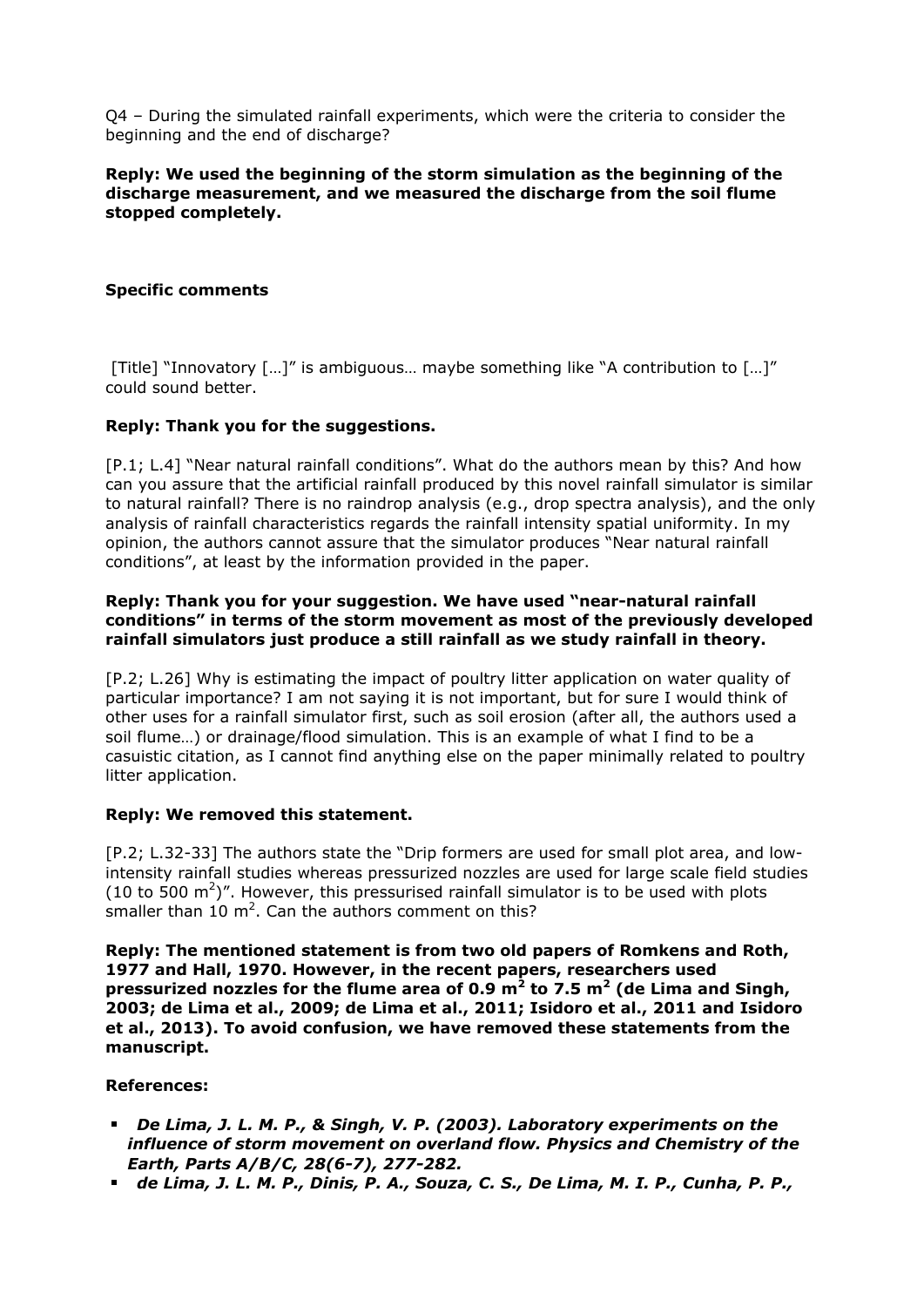Q4 – During the simulated rainfall experiments, which were the criteria to consider the beginning and the end of discharge?

**Reply: We used the beginning of the storm simulation as the beginning of the discharge measurement, and we measured the discharge from the soil flume stopped completely.**

**Specific comments**

[Title] "Innovatory […]" is ambiguous… maybe something like "A contribution to […]" could sound better.

**Reply: Thank you for the suggestions.**

[P.1; L.4] "Near natural rainfall conditions". What do the authors mean by this? And how can you assure that the artificial rainfall produced by this novel rainfall simulator is similar to natural rainfall? There is no raindrop analysis (e.g., drop spectra analysis), and the only analysis of rainfall characteristics regards the rainfall intensity spatial uniformity. In my opinion, the authors cannot assure that the simulator produces "Near natural rainfall conditions", at least by the information provided in the paper.

**Reply: Thank you for your suggestion. We have used "near-natural rainfall conditions" in terms of the storm movement as most of the previously developed rainfall simulators just produce a still rainfall as we study rainfall in theory.**

[P.2; L.26] Why is estimating the impact of poultry litter application on water quality of particular importance? I am not saying it is not important, but for sure I would think of other uses for a rainfall simulator first, such as soil erosion (after all, the authors used a soil flume…) or drainage/flood simulation. This is an example of what I find to be a casuistic citation, as I cannot find anything else on the paper minimally related to poultry litter application.

**Reply: We removed this statement.**

[P.2; L.32-33] The authors state the "Drip formers are used for small plot area, and low-intensity rainfall studies whereas pressurized nozzles are used for large scale field studies (10 to 500 $m^2$)". However, this pressurised rainfall simulator is to be used with plots smaller than 10 $m^2$. Can the authors comment on this?

**Reply: The mentioned statement is from two old papers of Romkens and Roth, 1977 and Hall, 1970. However, in the recent papers, researchers used pressurized nozzles for the flume area of 0.9 $m^2$ to 7.5 $m^2$ (de Lima and Singh, 2003; de Lima et al., 2009; de Lima et al., 2011; Isidoro et al., 2011 and Isidoro et al., 2013). To avoid confusion, we have removed these statements from the manuscript.**

**References:**

- ***De Lima, J. L. M. P., & Singh, V. P. (2003). Laboratory experiments on the influence of storm movement on overland flow. Physics and Chemistry of the Earth, Parts A/B/C, 28(6-7), 277-282.***
- ***de Lima, J. L. M. P., Dinis, P. A., Souza, C. S., De Lima, M. I. P., Cunha, P. P.,***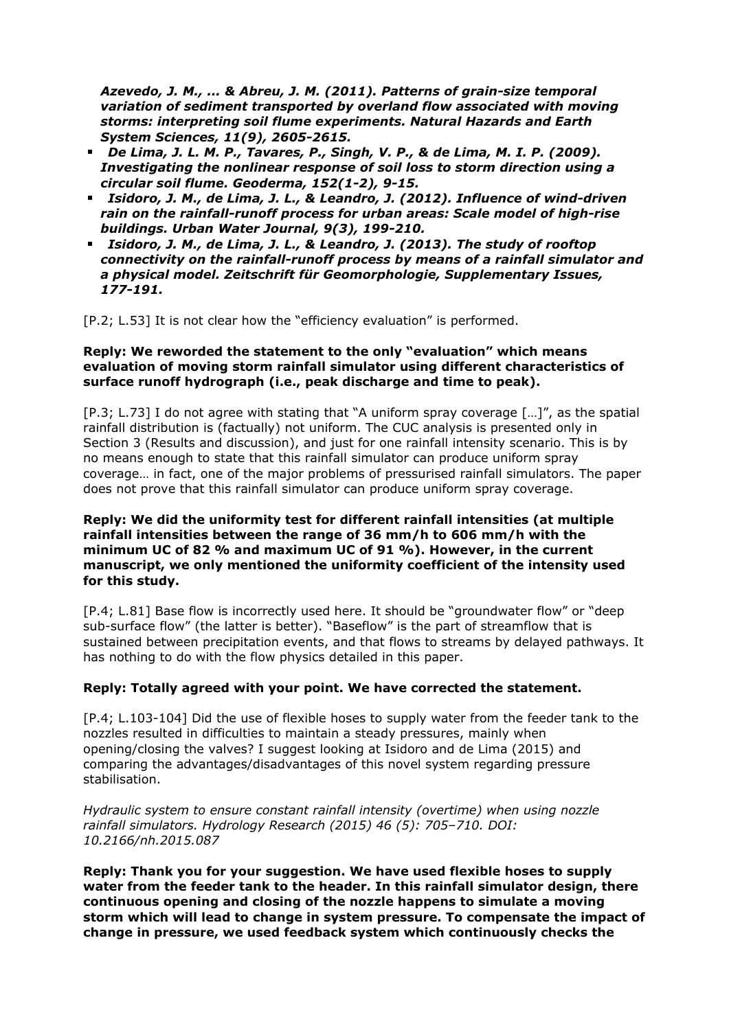*Azevedo, J. M., ... & Abreu, J. M. (2011). Patterns of grain-size temporal variation of sediment transported by overland flow associated with moving storms: interpreting soil flume experiments. Natural Hazards and Earth System Sciences, 11(9), 2605-2615.*

- ***De Lima, J. L. M. P., Tavares, P., Singh, V. P., & de Lima, M. I. P. (2009). Investigating the nonlinear response of soil loss to storm direction using a circular soil flume. Geoderma, 152(1-2), 9-15.***
- ***Isidoro, J. M., de Lima, J. L., & Leandro, J. (2012). Influence of wind-driven rain on the rainfall-runoff process for urban areas: Scale model of high-rise buildings. Urban Water Journal, 9(3), 199-210.***
- ***Isidoro, J. M., de Lima, J. L., & Leandro, J. (2013). The study of rooftop connectivity on the rainfall-runoff process by means of a rainfall simulator and a physical model. Zeitschrift für Geomorphologie, Supplementary Issues, 177-191.***

[P.2; L.53] It is not clear how the "efficiency evaluation" is performed.

**Reply: We reworded the statement to the only "evaluation" which means evaluation of moving storm rainfall simulator using different characteristics of surface runoff hydrograph (i.e., peak discharge and time to peak).**

[P.3; L.73] I do not agree with stating that "A uniform spray coverage […]", as the spatial rainfall distribution is (factually) not uniform. The CUC analysis is presented only in Section 3 (Results and discussion), and just for one rainfall intensity scenario. This is by no means enough to state that this rainfall simulator can produce uniform spray coverage… in fact, one of the major problems of pressurised rainfall simulators. The paper does not prove that this rainfall simulator can produce uniform spray coverage.

**Reply: We did the uniformity test for different rainfall intensities (at multiple rainfall intensities between the range of 36 mm/h to 606 mm/h with the minimum UC of 82 % and maximum UC of 91 %). However, in the current manuscript, we only mentioned the uniformity coefficient of the intensity used for this study.**

[P.4; L.81] Base flow is incorrectly used here. It should be "groundwater flow" or "deep sub-surface flow" (the latter is better). "Baseflow" is the part of streamflow that is sustained between precipitation events, and that flows to streams by delayed pathways. It has nothing to do with the flow physics detailed in this paper.

**Reply: Totally agreed with your point. We have corrected the statement.**

[P.4; L.103-104] Did the use of flexible hoses to supply water from the feeder tank to the nozzles resulted in difficulties to maintain a steady pressures, mainly when opening/closing the valves? I suggest looking at Isidoro and de Lima (2015) and comparing the advantages/disadvantages of this novel system regarding pressure stabilisation.

*Hydraulic system to ensure constant rainfall intensity (overtime) when using nozzle rainfall simulators. Hydrology Research (2015) 46 (5): 705–710. DOI: 10.2166/nh.2015.087*

**Reply: Thank you for your suggestion. We have used flexible hoses to supply water from the feeder tank to the header. In this rainfall simulator design, there continuous opening and closing of the nozzle happens to simulate a moving storm which will lead to change in system pressure. To compensate the impact of change in pressure, we used feedback system which continuously checks the**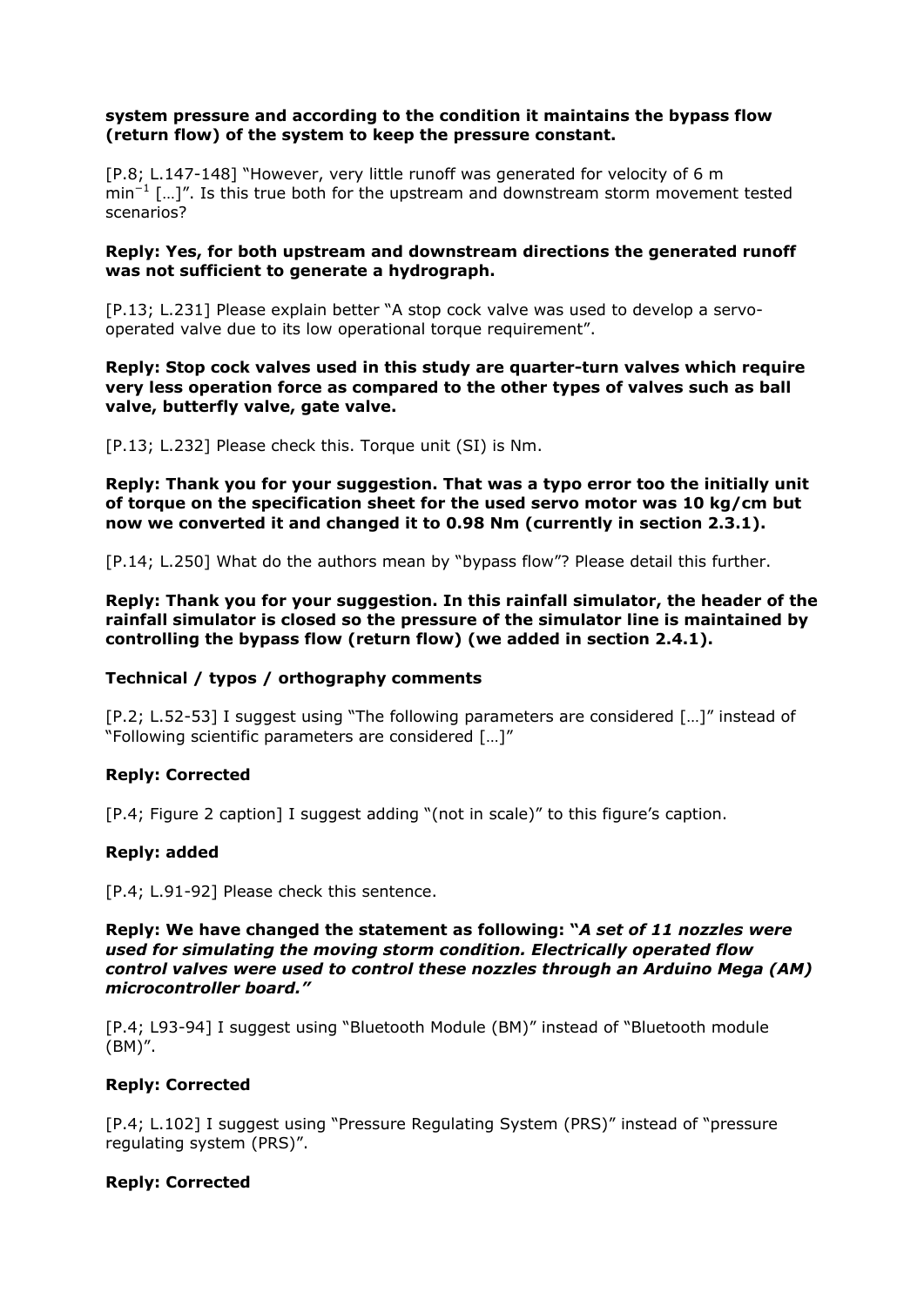**system pressure and according to the condition it maintains the bypass flow (return flow) of the system to keep the pressure constant.**

[P.8; L.147-148] "However, very little runoff was generated for velocity of 6 m min$^{-1}$ […]". Is this true both for the upstream and downstream storm movement tested scenarios?

**Reply: Yes, for both upstream and downstream directions the generated runoff was not sufficient to generate a hydrograph.**

[P.13; L.231] Please explain better "A stop cock valve was used to develop a servo-operated valve due to its low operational torque requirement".

**Reply: Stop cock valves used in this study are quarter-turn valves which require very less operation force as compared to the other types of valves such as ball valve, butterfly valve, gate valve.**

[P.13; L.232] Please check this. Torque unit (SI) is Nm.

**Reply: Thank you for your suggestion. That was a typo error too the initially unit of torque on the specification sheet for the used servo motor was 10 kg/cm but now we converted it and changed it to 0.98 Nm (currently in section 2.3.1).**

[P.14; L.250] What do the authors mean by "bypass flow"? Please detail this further.

**Reply: Thank you for your suggestion. In this rainfall simulator, the header of the rainfall simulator is closed so the pressure of the simulator line is maintained by controlling the bypass flow (return flow) (we added in section 2.4.1).**

**Technical / typos / orthography comments**

[P.2; L.52-53] I suggest using "The following parameters are considered […]" instead of "Following scientific parameters are considered […]"

**Reply: Corrected**

[P.4; Figure 2 caption] I suggest adding "(not in scale)" to this figure's caption.

**Reply: added**

[P.4; L.91-92] Please check this sentence.

**Reply: We have changed the statement as following: "*A set of 11 nozzles were used for simulating the moving storm condition. Electrically operated flow control valves were used to control these nozzles through an Arduino Mega (AM) microcontroller board.*"**

[P.4; L93-94] I suggest using "Bluetooth Module (BM)" instead of "Bluetooth module (BM)".

**Reply: Corrected**

[P.4; L.102] I suggest using "Pressure Regulating System (PRS)" instead of "pressure regulating system (PRS)".

**Reply: Corrected**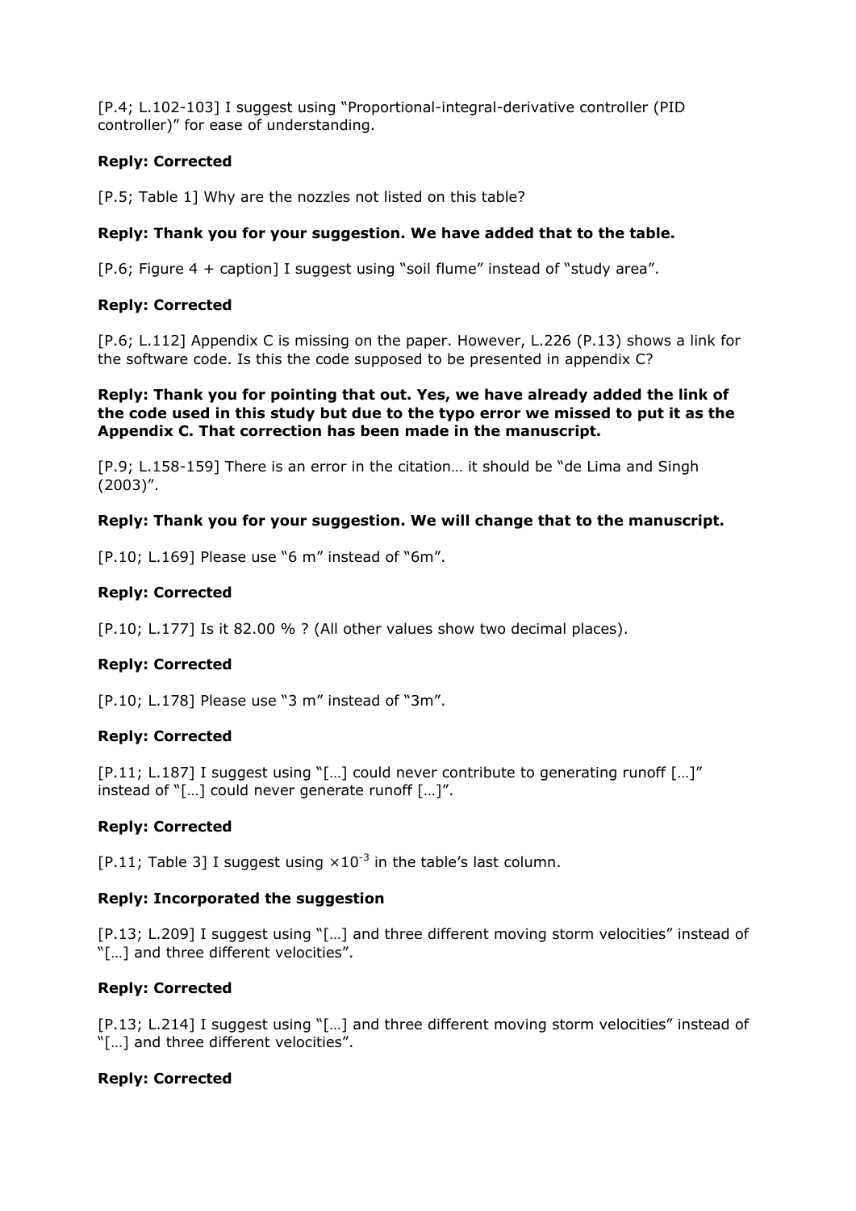[P.4; L.102-103] I suggest using "Proportional-integral-derivative controller (PID controller)" for ease of understanding.

**Reply: Corrected**

[P.5; Table 1] Why are the nozzles not listed on this table?

**Reply: Thank you for your suggestion. We have added that to the table.**

[P.6; Figure 4 + caption] I suggest using "soil flume" instead of "study area".

**Reply: Corrected**

[P.6; L.112] Appendix C is missing on the paper. However, L.226 (P.13) shows a link for the software code. Is this the code supposed to be presented in appendix C?

**Reply: Thank you for pointing that out. Yes, we have already added the link of the code used in this study but due to the typo error we missed to put it as the Appendix C. That correction has been made in the manuscript.**

[P.9; L.158-159] There is an error in the citation… it should be "de Lima and Singh (2003)".

**Reply: Thank you for your suggestion. We will change that to the manuscript.**

[P.10; L.169] Please use "6 m" instead of "6m".

**Reply: Corrected**

[P.10; L.177] Is it 82.00 % ? (All other values show two decimal places).

**Reply: Corrected**

[P.10; L.178] Please use "3 m" instead of "3m".

**Reply: Corrected**

[P.11; L.187] I suggest using "[…] could never contribute to generating runoff […]" instead of "[…] could never generate runoff […]".

**Reply: Corrected**

[P.11; Table 3] I suggest using $\times 10^{-3}$ in the table's last column.

**Reply: Incorporated the suggestion**

[P.13; L.209] I suggest using "[…] and three different moving storm velocities" instead of "[…] and three different velocities".

**Reply: Corrected**

[P.13; L.214] I suggest using "[…] and three different moving storm velocities" instead of "[…] and three different velocities".

**Reply: Corrected**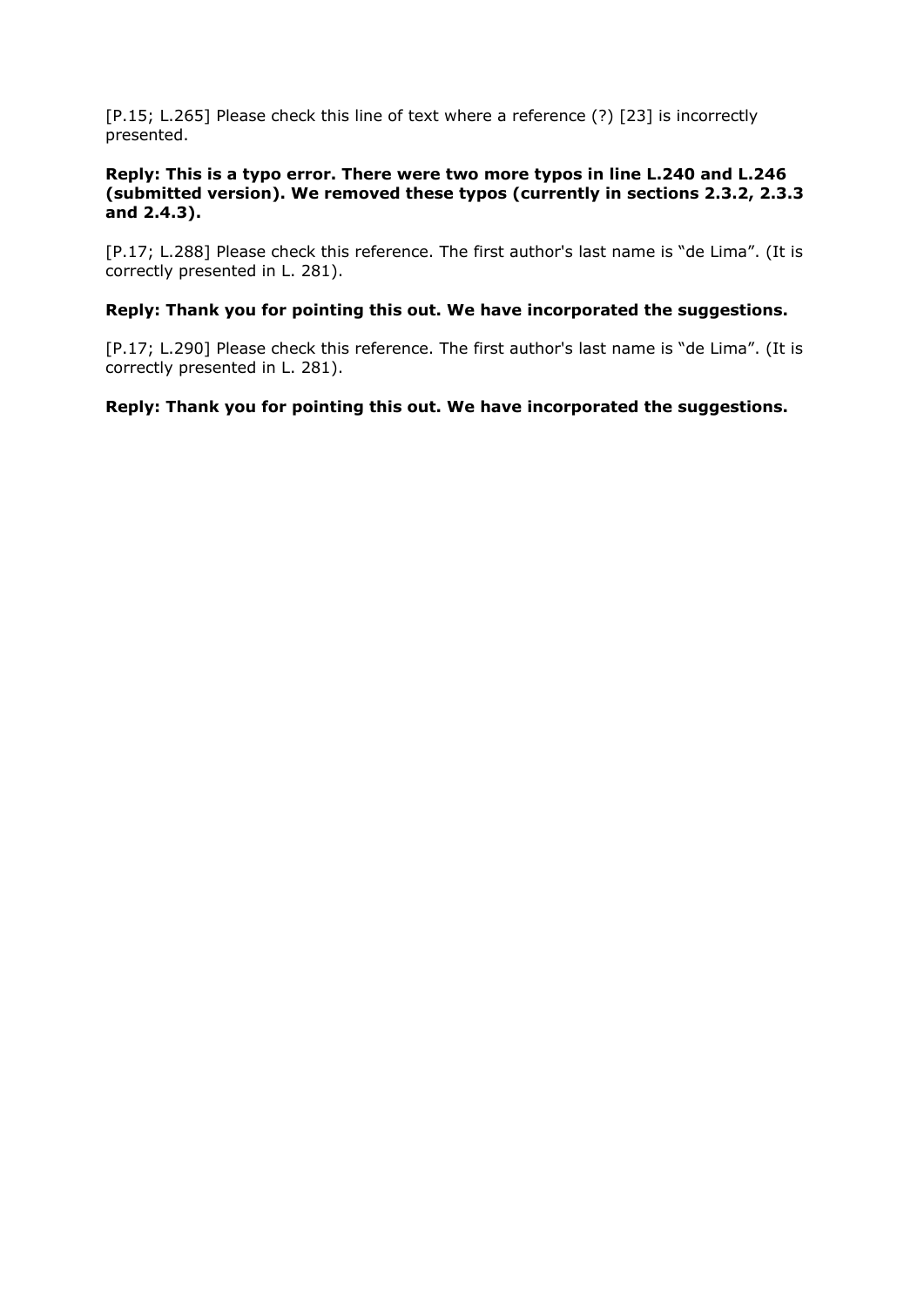[P.15; L.265] Please check this line of text where a reference (?) [23] is incorrectly presented.

**Reply: This is a typo error. There were two more typos in line L.240 and L.246 (submitted version). We removed these typos (currently in sections 2.3.2, 2.3.3 and 2.4.3).**

[P.17; L.288] Please check this reference. The first author's last name is "de Lima". (It is correctly presented in L. 281).

**Reply: Thank you for pointing this out. We have incorporated the suggestions.**

[P.17; L.290] Please check this reference. The first author's last name is "de Lima". (It is correctly presented in L. 281).

**Reply: Thank you for pointing this out. We have incorporated the suggestions.**